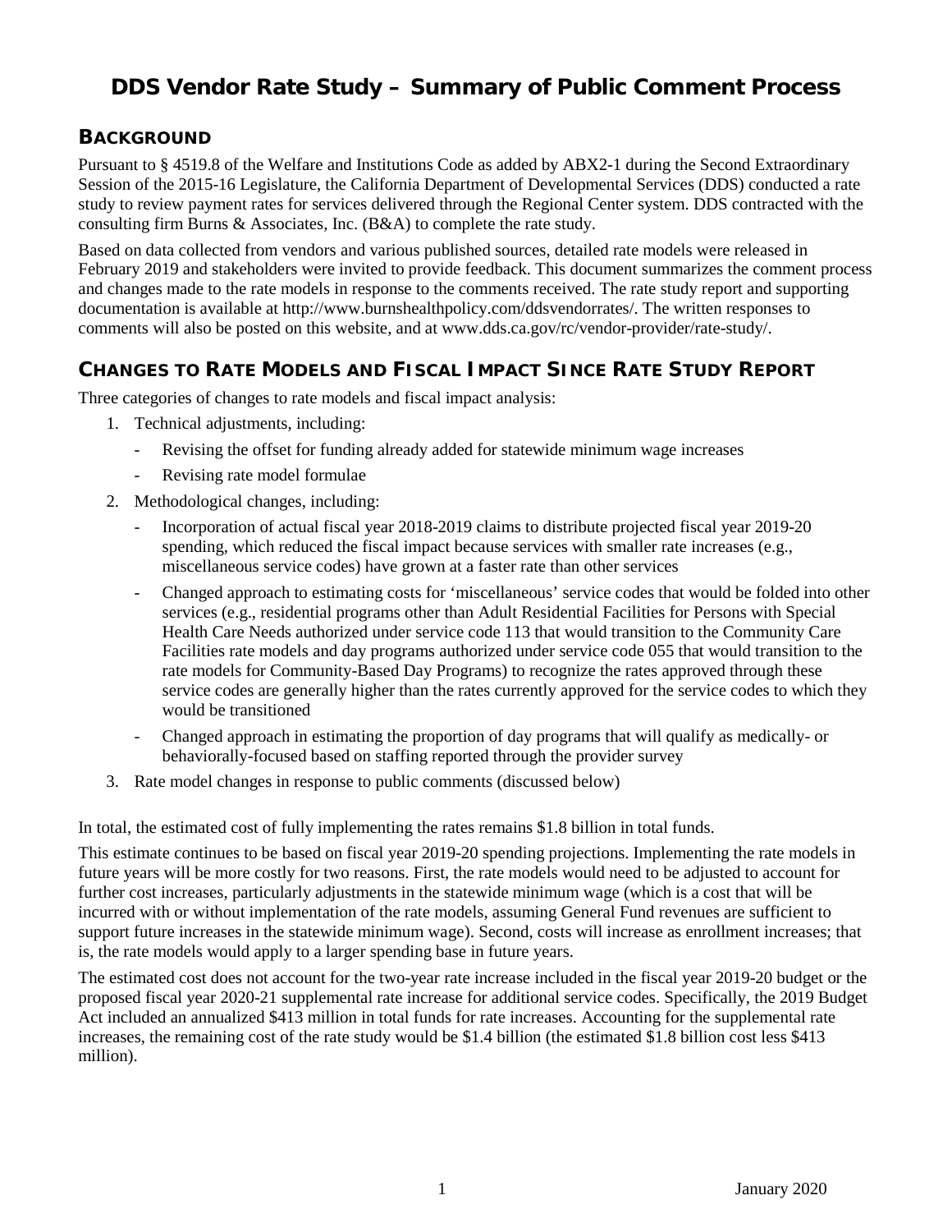# DDS Vendor Rate Study – Summary of Public Comment Process

## BACKGROUND

Pursuant to § 4519.8 of the Welfare and Institutions Code as added by ABX2-1 during the Second Extraordinary Session of the 2015-16 Legislature, the California Department of Developmental Services (DDS) conducted a rate study to review payment rates for services delivered through the Regional Center system. DDS contracted with the consulting firm Burns & Associates, Inc. (B&A) to complete the rate study.

Based on data collected from vendors and various published sources, detailed rate models were released in February 2019 and stakeholders were invited to provide feedback. This document summarizes the comment process and changes made to the rate models in response to the comments received. The rate study report and supporting documentation is available at http://www.burnshealthpolicy.com/ddsvendorrates/. The written responses to comments will also be posted on this website, and at www.dds.ca.gov/rc/vendor-provider/rate-study/.

## CHANGES TO RATE MODELS AND FISCAL IMPACT SINCE RATE STUDY REPORT

Three categories of changes to rate models and fiscal impact analysis:

1. Technical adjustments, including:
   - Revising the offset for funding already added for statewide minimum wage increases
   - Revising rate model formulae
2. Methodological changes, including:
   - Incorporation of actual fiscal year 2018-2019 claims to distribute projected fiscal year 2019-20 spending, which reduced the fiscal impact because services with smaller rate increases (e.g., miscellaneous service codes) have grown at a faster rate than other services
   - Changed approach to estimating costs for 'miscellaneous' service codes that would be folded into other services (e.g., residential programs other than Adult Residential Facilities for Persons with Special Health Care Needs authorized under service code 113 that would transition to the Community Care Facilities rate models and day programs authorized under service code 055 that would transition to the rate models for Community-Based Day Programs) to recognize the rates approved through these service codes are generally higher than the rates currently approved for the service codes to which they would be transitioned
   - Changed approach in estimating the proportion of day programs that will qualify as medically- or behaviorally-focused based on staffing reported through the provider survey
3. Rate model changes in response to public comments (discussed below)

In total, the estimated cost of fully implementing the rates remains $1.8 billion in total funds.

This estimate continues to be based on fiscal year 2019-20 spending projections. Implementing the rate models in future years will be more costly for two reasons. First, the rate models would need to be adjusted to account for further cost increases, particularly adjustments in the statewide minimum wage (which is a cost that will be incurred with or without implementation of the rate models, assuming General Fund revenues are sufficient to support future increases in the statewide minimum wage). Second, costs will increase as enrollment increases; that is, the rate models would apply to a larger spending base in future years.

The estimated cost does not account for the two-year rate increase included in the fiscal year 2019-20 budget or the proposed fiscal year 2020-21 supplemental rate increase for additional service codes. Specifically, the 2019 Budget Act included an annualized $413 million in total funds for rate increases. Accounting for the supplemental rate increases, the remaining cost of the rate study would be $1.4 billion (the estimated $1.8 billion cost less $413 million).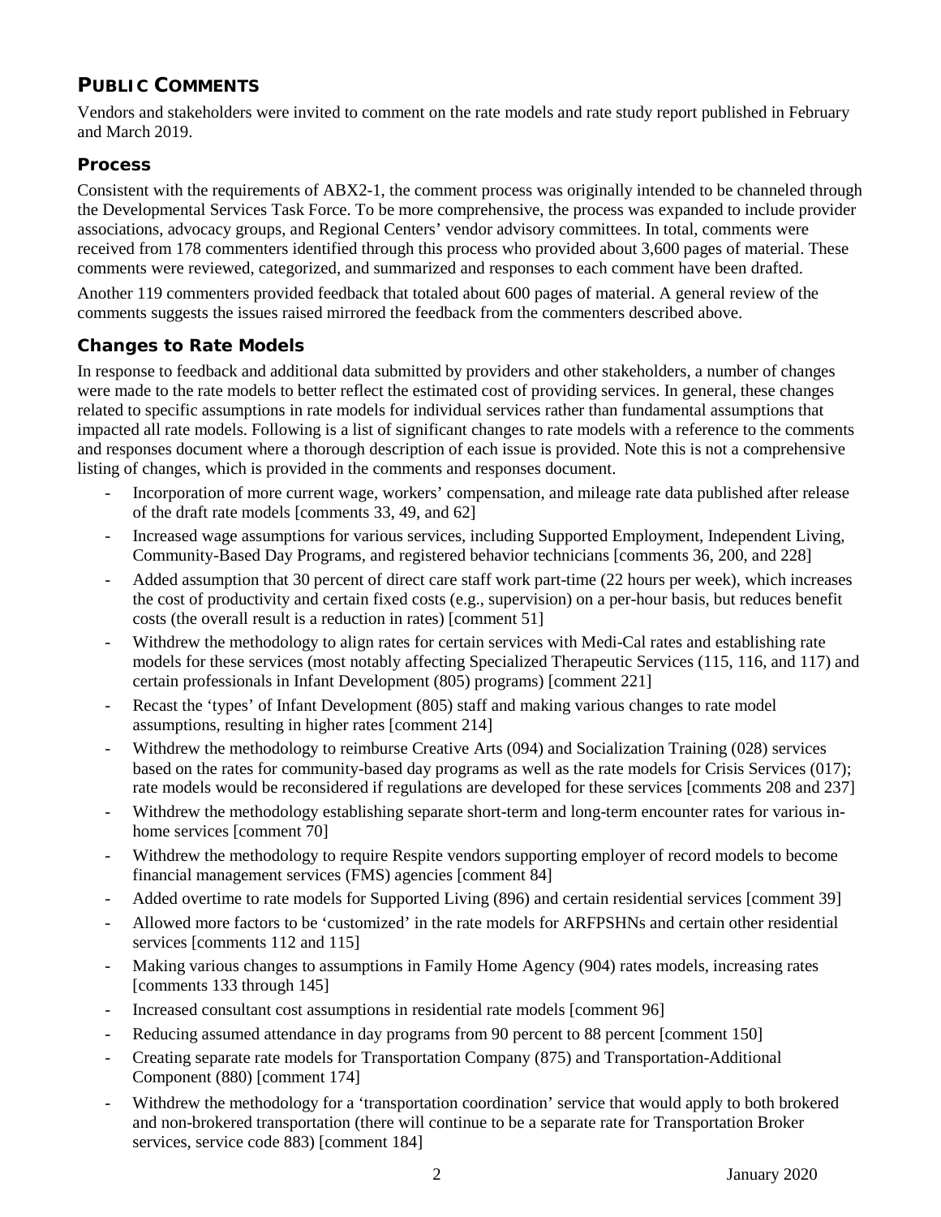## PUBLIC COMMENTS

Vendors and stakeholders were invited to comment on the rate models and rate study report published in February and March 2019.

### Process

Consistent with the requirements of ABX2-1, the comment process was originally intended to be channeled through the Developmental Services Task Force. To be more comprehensive, the process was expanded to include provider associations, advocacy groups, and Regional Centers' vendor advisory committees. In total, comments were received from 178 commenters identified through this process who provided about 3,600 pages of material. These comments were reviewed, categorized, and summarized and responses to each comment have been drafted.

Another 119 commenters provided feedback that totaled about 600 pages of material. A general review of the comments suggests the issues raised mirrored the feedback from the commenters described above.

### Changes to Rate Models

In response to feedback and additional data submitted by providers and other stakeholders, a number of changes were made to the rate models to better reflect the estimated cost of providing services. In general, these changes related to specific assumptions in rate models for individual services rather than fundamental assumptions that impacted all rate models. Following is a list of significant changes to rate models with a reference to the comments and responses document where a thorough description of each issue is provided. Note this is not a comprehensive listing of changes, which is provided in the comments and responses document.

- Incorporation of more current wage, workers' compensation, and mileage rate data published after release of the draft rate models [comments 33, 49, and 62]
- Increased wage assumptions for various services, including Supported Employment, Independent Living, Community-Based Day Programs, and registered behavior technicians [comments 36, 200, and 228]
- Added assumption that 30 percent of direct care staff work part-time (22 hours per week), which increases the cost of productivity and certain fixed costs (e.g., supervision) on a per-hour basis, but reduces benefit costs (the overall result is a reduction in rates) [comment 51]
- Withdrew the methodology to align rates for certain services with Medi-Cal rates and establishing rate models for these services (most notably affecting Specialized Therapeutic Services (115, 116, and 117) and certain professionals in Infant Development (805) programs) [comment 221]
- Recast the 'types' of Infant Development (805) staff and making various changes to rate model assumptions, resulting in higher rates [comment 214]
- Withdrew the methodology to reimburse Creative Arts (094) and Socialization Training (028) services based on the rates for community-based day programs as well as the rate models for Crisis Services (017); rate models would be reconsidered if regulations are developed for these services [comments 208 and 237]
- Withdrew the methodology establishing separate short-term and long-term encounter rates for various in-home services [comment 70]
- Withdrew the methodology to require Respite vendors supporting employer of record models to become financial management services (FMS) agencies [comment 84]
- Added overtime to rate models for Supported Living (896) and certain residential services [comment 39]
- Allowed more factors to be 'customized' in the rate models for ARFPSHNs and certain other residential services [comments 112 and 115]
- Making various changes to assumptions in Family Home Agency (904) rates models, increasing rates [comments 133 through 145]
- Increased consultant cost assumptions in residential rate models [comment 96]
- Reducing assumed attendance in day programs from 90 percent to 88 percent [comment 150]
- Creating separate rate models for Transportation Company (875) and Transportation-Additional Component (880) [comment 174]
- Withdrew the methodology for a 'transportation coordination' service that would apply to both brokered and non-brokered transportation (there will continue to be a separate rate for Transportation Broker services, service code 883) [comment 184]